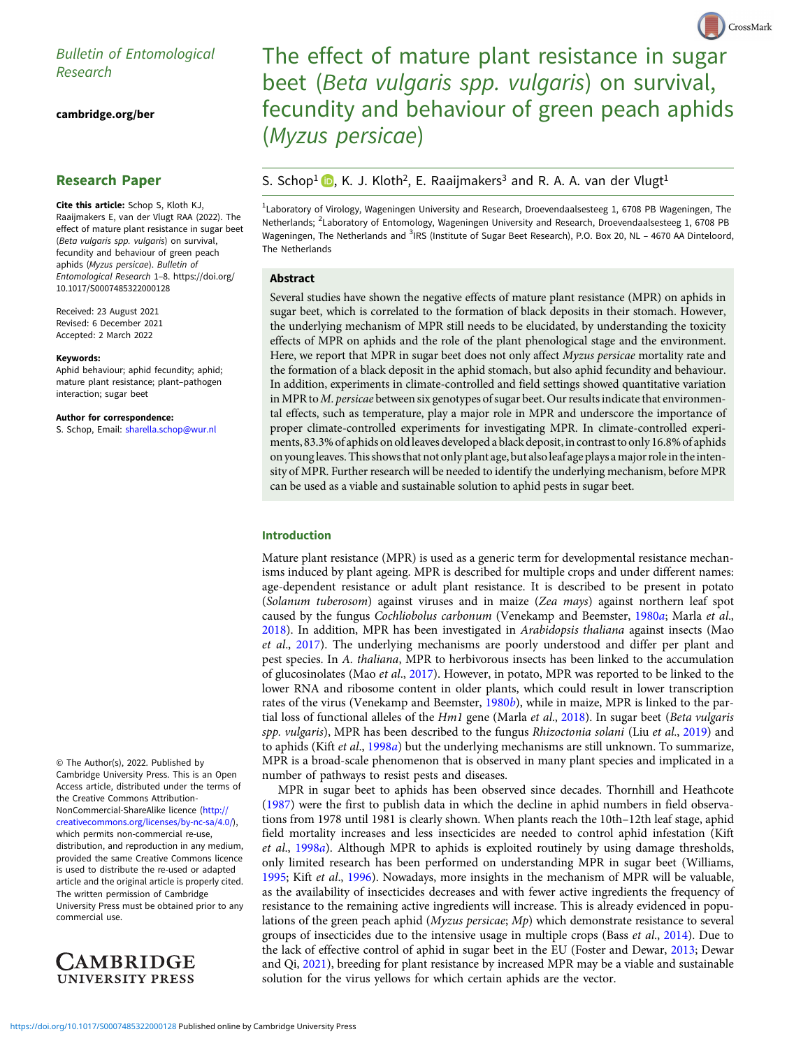Bulletin of Entomological Research

cambridge.org/ber

## Research Paper

**Cite this article:** Schop S, Kloth KJ, Raaijmakers E, van der Vlugt RAA (2022). The effect of mature plant resistance in sugar beet (*Beta vulgaris spp. vulgaris*) on survival, fecundity and behaviour of green peach aphids (*Myzus persicae*). *Bulletin of Entomological Research* 1–8. https://doi.org/10.1017/S0007485322000128

Received: 23 August 2021
Revised: 6 December 2021
Accepted: 2 March 2022

**Keywords:**
Aphid behaviour; aphid fecundity; aphid; mature plant resistance; plant–pathogen interaction; sugar beet

**Author for correspondence:**
S. Schop, Email: sharella.schop@wur.nl

© The Author(s), 2022. Published by Cambridge University Press. This is an Open Access article, distributed under the terms of the Creative Commons Attribution-NonCommercial-ShareAlike licence (http://creativecommons.org/licenses/by-nc-sa/4.0/), which permits non-commercial re-use, distribution, and reproduction in any medium, provided the same Creative Commons licence is used to distribute the re-used or adapted article and the original article is properly cited. The written permission of Cambridge University Press must be obtained prior to any commercial use.

# The effect of mature plant resistance in sugar beet (*Beta vulgaris spp. vulgaris*) on survival, fecundity and behaviour of green peach aphids (*Myzus persicae*)

S. Schop[1], K. J. Kloth[2], E. Raaijmakers[3] and R. A. A. van der Vlugt[1]

[1]Laboratory of Virology, Wageningen University and Research, Droevendaalsesteeg 1, 6708 PB Wageningen, The Netherlands; [2]Laboratory of Entomology, Wageningen University and Research, Droevendaalsesteeg 1, 6708 PB Wageningen, The Netherlands and [3]IRS (Institute of Sugar Beet Research), P.O. Box 20, NL – 4670 AA Dinteloord, The Netherlands

## Abstract

Several studies have shown the negative effects of mature plant resistance (MPR) on aphids in sugar beet, which is correlated to the formation of black deposits in their stomach. However, the underlying mechanism of MPR still needs to be elucidated, by understanding the toxicity effects of MPR on aphids and the role of the plant phenological stage and the environment. Here, we report that MPR in sugar beet does not only affect *Myzus persicae* mortality rate and the formation of a black deposit in the aphid stomach, but also aphid fecundity and behaviour. In addition, experiments in climate-controlled and field settings showed quantitative variation in MPR to *M. persicae* between six genotypes of sugar beet. Our results indicate that environmental effects, such as temperature, play a major role in MPR and underscore the importance of proper climate-controlled experiments for investigating MPR. In climate-controlled experiments, 83.3% of aphids on old leaves developed a black deposit, in contrast to only 16.8% of aphids on young leaves. This shows that not only plant age, but also leaf age plays a major role in the intensity of MPR. Further research will be needed to identify the underlying mechanism, before MPR can be used as a viable and sustainable solution to aphid pests in sugar beet.

## Introduction

Mature plant resistance (MPR) is used as a generic term for developmental resistance mechanisms induced by plant ageing. MPR is described for multiple crops and under different names: age-dependent resistance or adult plant resistance. It is described to be present in potato (*Solanum tuberosom*) against viruses and in maize (*Zea mays*) against northern leaf spot caused by the fungus *Cochliobolus carbonum* (Venekamp and Beemster, 1980*a*; Marla *et al.*, 2018). In addition, MPR has been investigated in *Arabidopsis thaliana* against insects (Mao *et al.*, 2017). The underlying mechanisms are poorly understood and differ per plant and pest species. In *A. thaliana*, MPR to herbivorous insects has been linked to the accumulation of glucosinolates (Mao *et al.*, 2017). However, in potato, MPR was reported to be linked to the lower RNA and ribosome content in older plants, which could result in lower transcription rates of the virus (Venekamp and Beemster, 1980*b*), while in maize, MPR is linked to the partial loss of functional alleles of the *Hm1* gene (Marla *et al.*, 2018). In sugar beet (*Beta vulgaris spp. vulgaris*), MPR has been described to the fungus *Rhizoctonia solani* (Liu *et al.*, 2019) and to aphids (Kift *et al.*, 1998*a*) but the underlying mechanisms are still unknown. To summarize, MPR is a broad-scale phenomenon that is observed in many plant species and implicated in a number of pathways to resist pests and diseases.

MPR in sugar beet to aphids has been observed since decades. Thornhill and Heathcote (1987) were the first to publish data in which the decline in aphid numbers in field observations from 1978 until 1981 is clearly shown. When plants reach the 10th–12th leaf stage, aphid field mortality increases and less insecticides are needed to control aphid infestation (Kift *et al.*, 1998*a*). Although MPR to aphids is exploited routinely by using damage thresholds, only limited research has been performed on understanding MPR in sugar beet (Williams, 1995; Kift *et al.*, 1996). Nowadays, more insights in the mechanism of MPR will be valuable, as the availability of insecticides decreases and with fewer active ingredients the frequency of resistance to the remaining active ingredients will increase. This is already evidenced in populations of the green peach aphid (*Myzus persicae*; *Mp*) which demonstrate resistance to several groups of insecticides due to the intensive usage in multiple crops (Bass *et al.*, 2014). Due to the lack of effective control of aphid in sugar beet in the EU (Foster and Dewar, 2013; Dewar and Qi, 2021), breeding for plant resistance by increased MPR may be a viable and sustainable solution for the virus yellows for which certain aphids are the vector.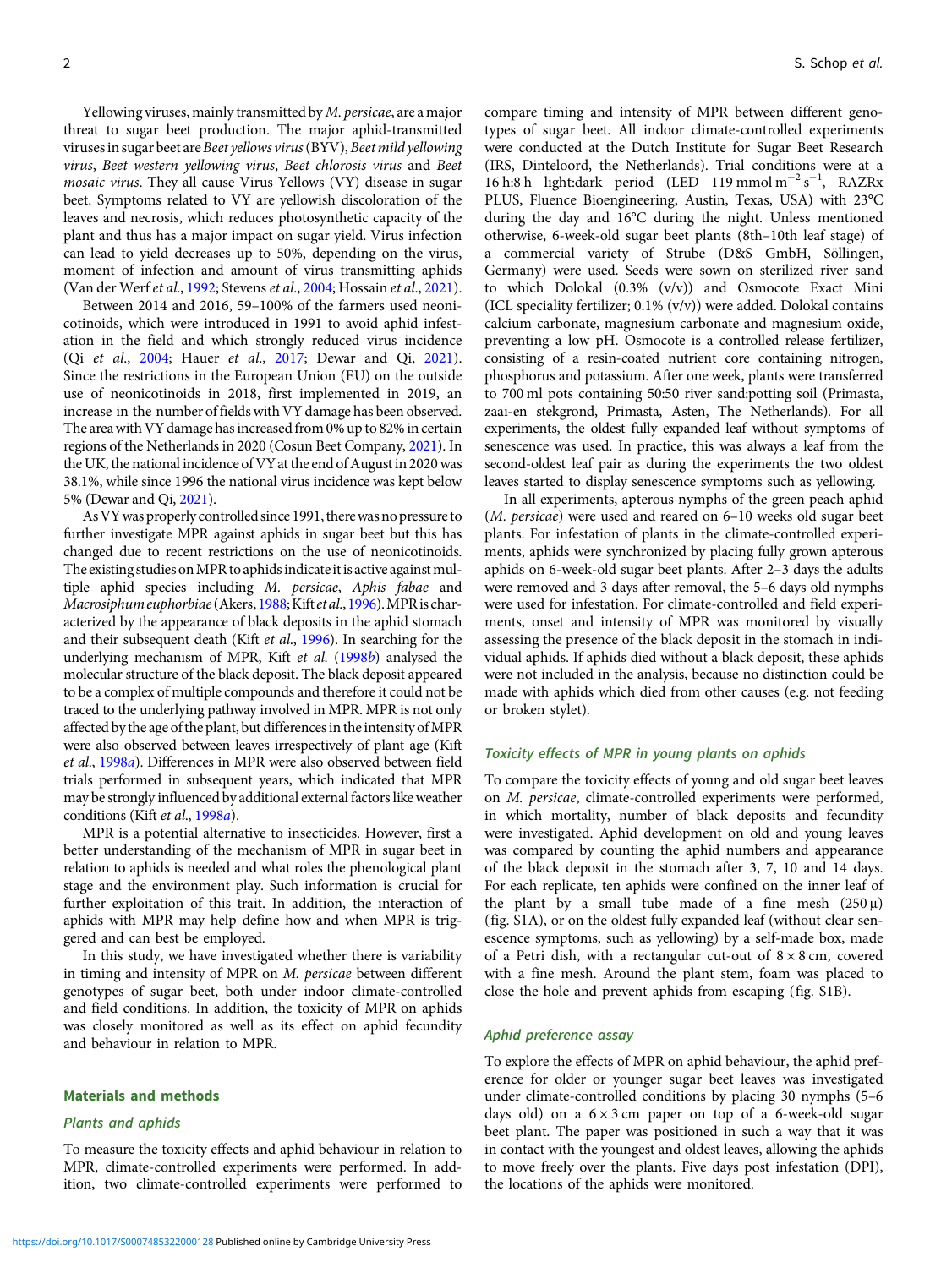Yellowing viruses, mainly transmitted by *M. persicae*, are a major threat to sugar beet production. The major aphid-transmitted viruses in sugar beet are *Beet yellows virus* (BYV), *Beet mild yellowing virus*, *Beet western yellowing virus*, *Beet chlorosis virus* and *Beet mosaic virus*. They all cause Virus Yellows (VY) disease in sugar beet. Symptoms related to VY are yellowish discoloration of the leaves and necrosis, which reduces photosynthetic capacity of the plant and thus has a major impact on sugar yield. Virus infection can lead to yield decreases up to 50%, depending on the virus, moment of infection and amount of virus transmitting aphids (Van der Werf *et al.*, 1992; Stevens *et al.*, 2004; Hossain *et al.*, 2021).

Between 2014 and 2016, 59–100% of the farmers used neonicotinoids, which were introduced in 1991 to avoid aphid infestation in the field and which strongly reduced virus incidence (Qi *et al.*, 2004; Hauer *et al.*, 2017; Dewar and Qi, 2021). Since the restrictions in the European Union (EU) on the outside use of neonicotinoids in 2018, first implemented in 2019, an increase in the number of fields with VY damage has been observed. The area with VY damage has increased from 0% up to 82% in certain regions of the Netherlands in 2020 (Cosun Beet Company, 2021). In the UK, the national incidence of VY at the end of August in 2020 was 38.1%, while since 1996 the national virus incidence was kept below 5% (Dewar and Qi, 2021).

As VY was properly controlled since 1991, there was no pressure to further investigate MPR against aphids in sugar beet but this has changed due to recent restrictions on the use of neonicotinoids. The existing studies on MPR to aphids indicate it is active against multiple aphid species including *M. persicae*, *Aphis fabae* and *Macrosiphum euphorbiae* (Akers, 1988; Kift *et al.*, 1996). MPR is characterized by the appearance of black deposits in the aphid stomach and their subsequent death (Kift *et al.*, 1996). In searching for the underlying mechanism of MPR, Kift *et al.* (1998*b*) analysed the molecular structure of the black deposit. The black deposit appeared to be a complex of multiple compounds and therefore it could not be traced to the underlying pathway involved in MPR. MPR is not only affected by the age of the plant, but differences in the intensity of MPR were also observed between leaves irrespectively of plant age (Kift *et al.*, 1998*a*). Differences in MPR were also observed between field trials performed in subsequent years, which indicated that MPR may be strongly influenced by additional external factors like weather conditions (Kift *et al.*, 1998*a*).

MPR is a potential alternative to insecticides. However, first a better understanding of the mechanism of MPR in sugar beet in relation to aphids is needed and what roles the phenological plant stage and the environment play. Such information is crucial for further exploitation of this trait. In addition, the interaction of aphids with MPR may help define how and when MPR is triggered and can best be employed.

In this study, we have investigated whether there is variability in timing and intensity of MPR on *M. persicae* between different genotypes of sugar beet, both under indoor climate-controlled and field conditions. In addition, the toxicity of MPR on aphids was closely monitored as well as its effect on aphid fecundity and behaviour in relation to MPR.

## Materials and methods

### Plants and aphids

To measure the toxicity effects and aphid behaviour in relation to MPR, climate-controlled experiments were performed. In addition, two climate-controlled experiments were performed to compare timing and intensity of MPR between different genotypes of sugar beet. All indoor climate-controlled experiments were conducted at the Dutch Institute for Sugar Beet Research (IRS, Dinteloord, the Netherlands). Trial conditions were at a 16 h:8 h light:dark period (LED 119 mmol $m^{-2}$ $s^{-1}$, RAZRx PLUS, Fluence Bioengineering, Austin, Texas, USA) with 23°C during the day and 16°C during the night. Unless mentioned otherwise, 6-week-old sugar beet plants (8th–10th leaf stage) of a commercial variety of Strube (D&S GmbH, Söllingen, Germany) were used. Seeds were sown on sterilized river sand to which Dolokal (0.3% (v/v)) and Osmocote Exact Mini (ICL speciality fertilizer; 0.1% (v/v)) were added. Dolokal contains calcium carbonate, magnesium carbonate and magnesium oxide, preventing a low pH. Osmocote is a controlled release fertilizer, consisting of a resin-coated nutrient core containing nitrogen, phosphorus and potassium. After one week, plants were transferred to 700 ml pots containing 50:50 river sand:potting soil (Primasta, zaai-en stekgrond, Primasta, Asten, The Netherlands). For all experiments, the oldest fully expanded leaf without symptoms of senescence was used. In practice, this was always a leaf from the second-oldest leaf pair as during the experiments the two oldest leaves started to display senescence symptoms such as yellowing.

In all experiments, apterous nymphs of the green peach aphid (*M. persicae*) were used and reared on 6–10 weeks old sugar beet plants. For infestation of plants in the climate-controlled experiments, aphids were synchronized by placing fully grown apterous aphids on 6-week-old sugar beet plants. After 2–3 days the adults were removed and 3 days after removal, the 5–6 days old nymphs were used for infestation. For climate-controlled and field experiments, onset and intensity of MPR was monitored by visually assessing the presence of the black deposit in the stomach in individual aphids. If aphids died without a black deposit, these aphids were not included in the analysis, because no distinction could be made with aphids which died from other causes (e.g. not feeding or broken stylet).

### Toxicity effects of MPR in young plants on aphids

To compare the toxicity effects of young and old sugar beet leaves on *M. persicae*, climate-controlled experiments were performed, in which mortality, number of black deposits and fecundity were investigated. Aphid development on old and young leaves was compared by counting the aphid numbers and appearance of the black deposit in the stomach after 3, 7, 10 and 14 days. For each replicate, ten aphids were confined on the inner leaf of the plant by a small tube made of a fine mesh (250 µ) (fig. S1A), or on the oldest fully expanded leaf (without clear senescence symptoms, such as yellowing) by a self-made box, made of a Petri dish, with a rectangular cut-out of 8 × 8 cm, covered with a fine mesh. Around the plant stem, foam was placed to close the hole and prevent aphids from escaping (fig. S1B).

### Aphid preference assay

To explore the effects of MPR on aphid behaviour, the aphid preference for older or younger sugar beet leaves was investigated under climate-controlled conditions by placing 30 nymphs (5–6 days old) on a 6 × 3 cm paper on top of a 6-week-old sugar beet plant. The paper was positioned in such a way that it was in contact with the youngest and oldest leaves, allowing the aphids to move freely over the plants. Five days post infestation (DPI), the locations of the aphids were monitored.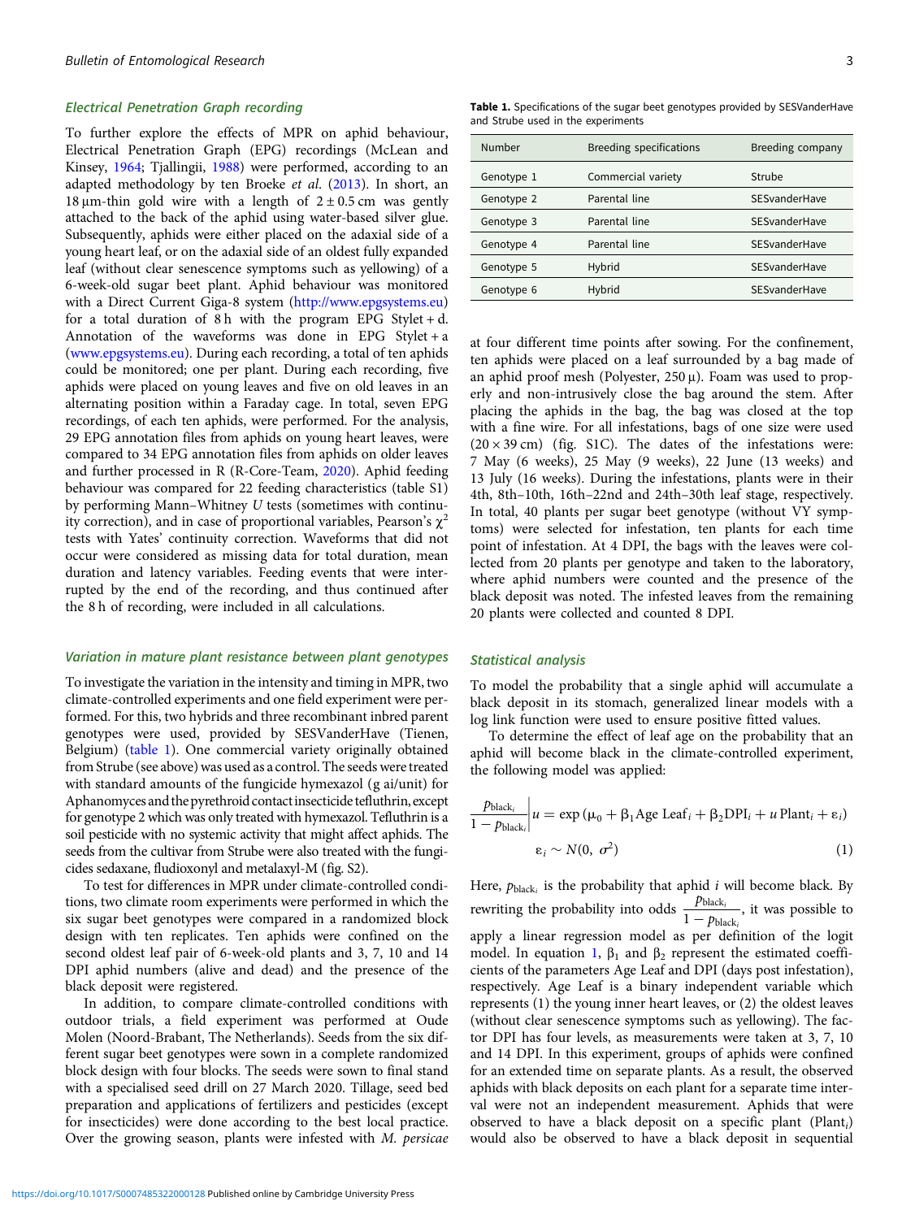### Electrical Penetration Graph recording

To further explore the effects of MPR on aphid behaviour, Electrical Penetration Graph (EPG) recordings (McLean and Kinsey, 1964; Tjallingii, 1988) were performed, according to an adapted methodology by ten Broeke *et al.* (2013). In short, an 18 µm-thin gold wire with a length of 2 ± 0.5 cm was gently attached to the back of the aphid using water-based silver glue. Subsequently, aphids were either placed on the adaxial side of a young heart leaf, or on the adaxial side of an oldest fully expanded leaf (without clear senescence symptoms such as yellowing) of a 6-week-old sugar beet plant. Aphid behaviour was monitored with a Direct Current Giga-8 system (http://www.epgsystems.eu) for a total duration of 8 h with the program EPG Stylet + d. Annotation of the waveforms was done in EPG Stylet + a (www.epgsystems.eu). During each recording, a total of ten aphids could be monitored; one per plant. During each recording, five aphids were placed on young leaves and five on old leaves in an alternating position within a Faraday cage. In total, seven EPG recordings, of each ten aphids, were performed. For the analysis, 29 EPG annotation files from aphids on young heart leaves, were compared to 34 EPG annotation files from aphids on older leaves and further processed in R (R-Core-Team, 2020). Aphid feeding behaviour was compared for 22 feeding characteristics (table S1) by performing Mann–Whitney *U* tests (sometimes with continuity correction), and in case of proportional variables, Pearson's $\chi^2$ tests with Yates' continuity correction. Waveforms that did not occur were considered as missing data for total duration, mean duration and latency variables. Feeding events that were interrupted by the end of the recording, and thus continued after the 8 h of recording, were included in all calculations.

### Variation in mature plant resistance between plant genotypes

To investigate the variation in the intensity and timing in MPR, two climate-controlled experiments and one field experiment were performed. For this, two hybrids and three recombinant inbred parent genotypes were used, provided by SESVanderHave (Tienen, Belgium) (table 1). One commercial variety originally obtained from Strube (see above) was used as a control. The seeds were treated with standard amounts of the fungicide hymexazol (g ai/unit) for Aphanomyces and the pyrethroid contact insecticide tefluthrin, except for genotype 2 which was only treated with hymexazol. Tefluthrin is a soil pesticide with no systemic activity that might affect aphids. The seeds from the cultivar from Strube were also treated with the fungicides sedaxane, fludioxonyl and metalaxyl-M (fig. S2).

To test for differences in MPR under climate-controlled conditions, two climate room experiments were performed in which the six sugar beet genotypes were compared in a randomized block design with ten replicates. Ten aphids were confined on the second oldest leaf pair of 6-week-old plants and 3, 7, 10 and 14 DPI aphid numbers (alive and dead) and the presence of the black deposit were registered.

In addition, to compare climate-controlled conditions with outdoor trials, a field experiment was performed at Oude Molen (Noord-Brabant, The Netherlands). Seeds from the six different sugar beet genotypes were sown in a complete randomized block design with four blocks. The seeds were sown to final stand with a specialised seed drill on 27 March 2020. Tillage, seed bed preparation and applications of fertilizers and pesticides (except for insecticides) were done according to the best local practice. Over the growing season, plants were infested with *M. persicae* at four different time points after sowing. For the confinement, ten aphids were placed on a leaf surrounded by a bag made of an aphid proof mesh (Polyester, 250 µ). Foam was used to properly and non-intrusively close the bag around the stem. After placing the aphids in the bag, the bag was closed at the top with a fine wire. For all infestations, bags of one size were used (20 × 39 cm) (fig. S1C). The dates of the infestations were: 7 May (6 weeks), 25 May (9 weeks), 22 June (13 weeks) and 13 July (16 weeks). During the infestations, plants were in their 4th, 8th–10th, 16th–22nd and 24th–30th leaf stage, respectively. In total, 40 plants per sugar beet genotype (without VY symptoms) were selected for infestation, ten plants for each time point of infestation. At 4 DPI, the bags with the leaves were collected from 20 plants per genotype and taken to the laboratory, where aphid numbers were counted and the presence of the black deposit was noted. The infested leaves from the remaining 20 plants were collected and counted 8 DPI.

**Table 1.** Specifications of the sugar beet genotypes provided by SESVanderHave and Strube used in the experiments

| Number | Breeding specifications | Breeding company |
| --- | --- | --- |
| Genotype 1 | Commercial variety | Strube |
| Genotype 2 | Parental line | SESvanderHave |
| Genotype 3 | Parental line | SESvanderHave |
| Genotype 4 | Parental line | SESvanderHave |
| Genotype 5 | Hybrid | SESvanderHave |
| Genotype 6 | Hybrid | SESvanderHave |

### Statistical analysis

To model the probability that a single aphid will accumulate a black deposit in its stomach, generalized linear models with a log link function were used to ensure positive fitted values.

To determine the effect of leaf age on the probability that an aphid will become black in the climate-controlled experiment, the following model was applied:

$$\frac{p_{\text{black}_i}}{1-p_{\text{black}_i}}\bigg| u = \exp\left(\mu_0 + \beta_1 \text{Age Leaf}_i + \beta_2 \text{DPI}_i + u\,\text{Plant}_i + \varepsilon_i\right)$$

$$\varepsilon_i \sim N(0,\ \sigma^2) \tag{1}$$

Here, $p_{\text{black}_i}$ is the probability that aphid $i$ will become black. By rewriting the probability into odds $\frac{p_{\text{black}_i}}{1-p_{\text{black}_i}}$, it was possible to apply a linear regression model as per definition of the logit model. In equation 1, $\beta_1$ and $\beta_2$ represent the estimated coefficients of the parameters Age Leaf and DPI (days post infestation), respectively. Age Leaf is a binary independent variable which represents (1) the young inner heart leaves, or (2) the oldest leaves (without clear senescence symptoms such as yellowing). The factor DPI has four levels, as measurements were taken at 3, 7, 10 and 14 DPI. In this experiment, groups of aphids were confined for an extended time on separate plants. As a result, the observed aphids with black deposits on each plant for a separate time interval were not an independent measurement. Aphids that were observed to have a black deposit on a specific plant ($\text{Plant}_i$) would also be observed to have a black deposit in sequential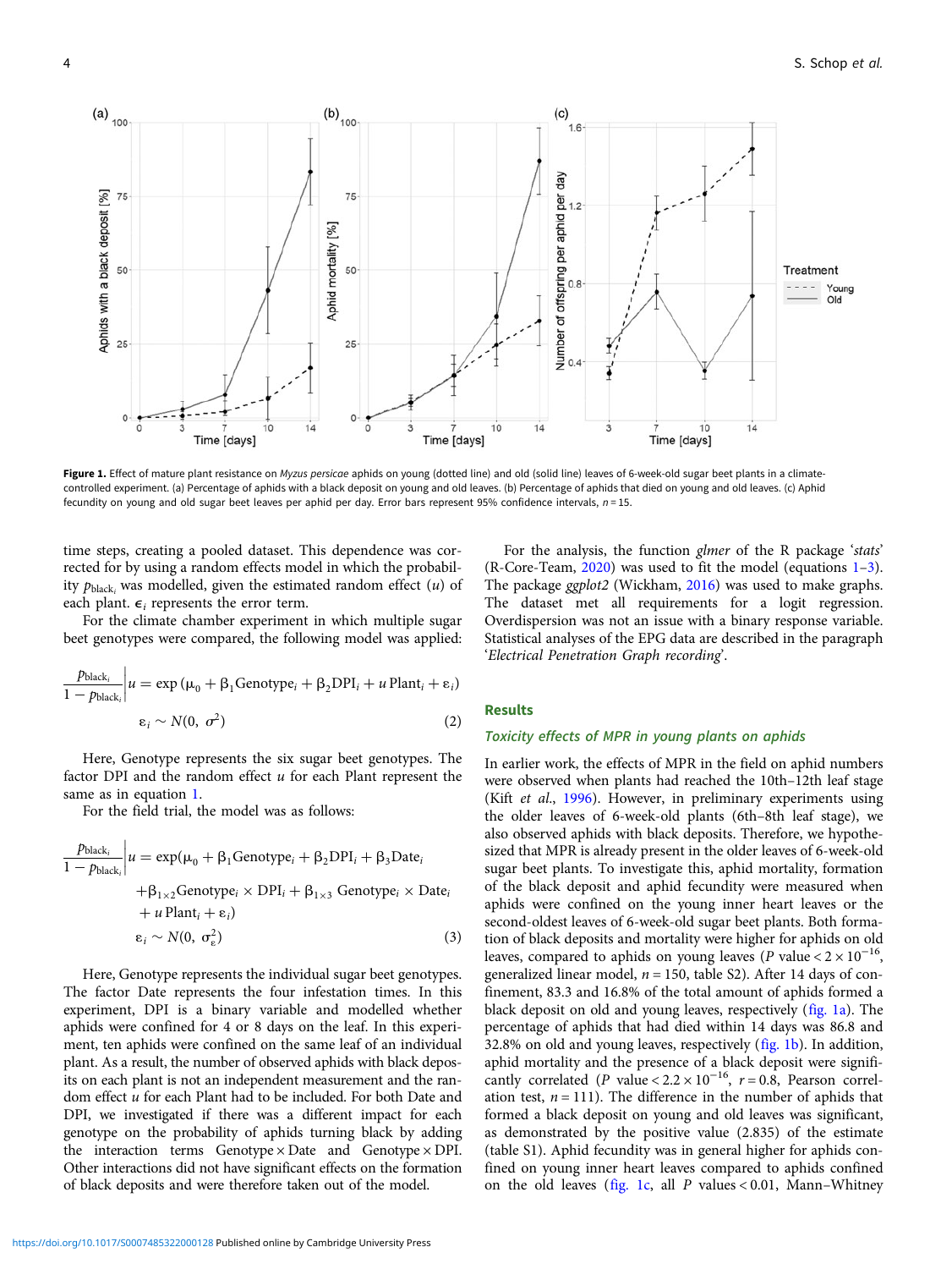Figure 1. Effect of mature plant resistance on *Myzus persicae* aphids on young (dotted line) and old (solid line) leaves of 6-week-old sugar beet plants in a climate-controlled experiment. (a) Percentage of aphids with a black deposit on young and old leaves. (b) Percentage of aphids that died on young and old leaves. (c) Aphid fecundity on young and old sugar beet leaves per aphid per day. Error bars represent 95% confidence intervals, $n = 15$.

time steps, creating a pooled dataset. This dependence was corrected for by using a random effects model in which the probability $p_{\text{black}_i}$ was modelled, given the estimated random effect ($u$) of each plant. $\epsilon_i$ represents the error term.

For the climate chamber experiment in which multiple sugar beet genotypes were compared, the following model was applied:

$$\left.\frac{p_{\text{black}_i}}{1 - p_{\text{black}_i}}\right| u = \exp\left(\mu_0 + \beta_1 \text{Genotype}_i + \beta_2 \text{DPI}_i + u\,\text{Plant}_i + \varepsilon_i\right)$$

$$\varepsilon_i \sim N(0, \sigma^2) \qquad (2)$$

Here, Genotype represents the six sugar beet genotypes. The factor DPI and the random effect $u$ for each Plant represent the same as in equation 1.

For the field trial, the model was as follows:

$$\left.\frac{p_{\text{black}_i}}{1 - p_{\text{black}_i}}\right| u = \exp(\mu_0 + \beta_1 \text{Genotype}_i + \beta_2 \text{DPI}_i + \beta_3 \text{Date}_i + \beta_{1\times 2} \text{Genotype}_i \times \text{DPI}_i + \beta_{1\times 3}\, \text{Genotype}_i \times \text{Date}_i + u\,\text{Plant}_i + \varepsilon_i)$$

$$\varepsilon_i \sim N(0, \sigma_\varepsilon^2) \qquad (3)$$

Here, Genotype represents the individual sugar beet genotypes. The factor Date represents the four infestation times. In this experiment, DPI is a binary variable and modelled whether aphids were confined for 4 or 8 days on the leaf. In this experiment, ten aphids were confined on the same leaf of an individual plant. As a result, the number of observed aphids with black deposits on each plant is not an independent measurement and the random effect $u$ for each Plant had to be included. For both Date and DPI, we investigated if there was a different impact for each genotype on the probability of aphids turning black by adding the interaction terms Genotype × Date and Genotype × DPI. Other interactions did not have significant effects on the formation of black deposits and were therefore taken out of the model.

For the analysis, the function *glmer* of the R package '*stats*' (R-Core-Team, 2020) was used to fit the model (equations 1–3). The package *ggplot2* (Wickham, 2016) was used to make graphs. The dataset met all requirements for a logit regression. Overdispersion was not an issue with a binary response variable. Statistical analyses of the EPG data are described in the paragraph '*Electrical Penetration Graph recording*'.

## Results

### Toxicity effects of MPR in young plants on aphids

In earlier work, the effects of MPR in the field on aphid numbers were observed when plants had reached the 10th–12th leaf stage (Kift *et al.*, 1996). However, in preliminary experiments using the older leaves of 6-week-old plants (6th–8th leaf stage), we also observed aphids with black deposits. Therefore, we hypothesized that MPR is already present in the older leaves of 6-week-old sugar beet plants. To investigate this, aphid mortality, formation of the black deposit and aphid fecundity were measured when aphids were confined on the young inner heart leaves or the second-oldest leaves of 6-week-old sugar beet plants. Both formation of black deposits and mortality were higher for aphids on old leaves, compared to aphids on young leaves ($P$ value $< 2 \times 10^{-16}$, generalized linear model, $n = 150$, table S2). After 14 days of confinement, 83.3 and 16.8% of the total amount of aphids formed a black deposit on old and young leaves, respectively (fig. 1a). The percentage of aphids that had died within 14 days was 86.8 and 32.8% on old and young leaves, respectively (fig. 1b). In addition, aphid mortality and the presence of a black deposit were significantly correlated ($P$ value $< 2.2 \times 10^{-16}$, $r = 0.8$, Pearson correlation test, $n = 111$). The difference in the number of aphids that formed a black deposit on young and old leaves was significant, as demonstrated by the positive value (2.835) of the estimate (table S1). Aphid fecundity was in general higher for aphids confined on young inner heart leaves compared to aphids confined on the old leaves (fig. 1c, all $P$ values $< 0.01$, Mann–Whitney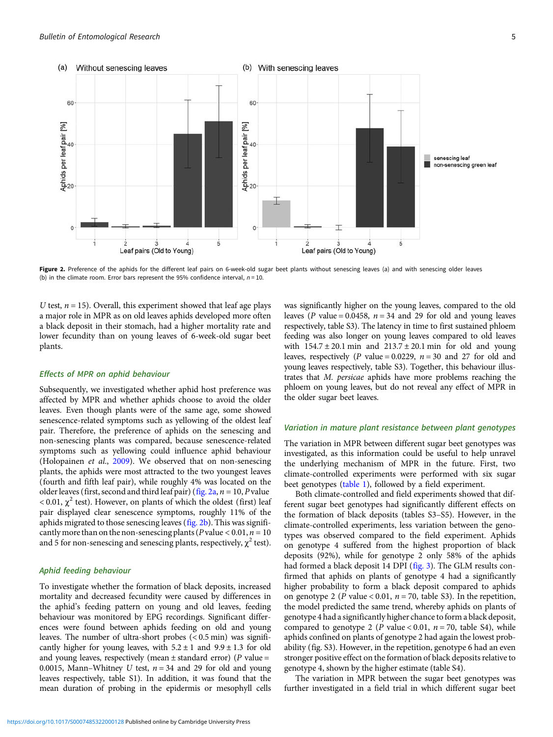Figure 2. Preference of the aphids for the different leaf pairs on 6-week-old sugar beet plants without senescing leaves (a) and with senescing older leaves (b) in the climate room. Error bars represent the 95% confidence interval, $n = 10$.

*U* test, $n = 15$). Overall, this experiment showed that leaf age plays a major role in MPR as on old leaves aphids developed more often a black deposit in their stomach, had a higher mortality rate and lower fecundity than on young leaves of 6-week-old sugar beet plants.

### Effects of MPR on aphid behaviour

Subsequently, we investigated whether aphid host preference was affected by MPR and whether aphids choose to avoid the older leaves. Even though plants were of the same age, some showed senescence-related symptoms such as yellowing of the oldest leaf pair. Therefore, the preference of aphids on the senescing and non-senescing plants was compared, because senescence-related symptoms such as yellowing could influence aphid behaviour (Holopainen *et al.*, 2009). We observed that on non-senescing plants, the aphids were most attracted to the two youngest leaves (fourth and fifth leaf pair), while roughly 4% was located on the older leaves (first, second and third leaf pair) (fig. 2a, $n = 10$, *P* value $< 0.01$, $\chi^2$ test). However, on plants of which the oldest (first) leaf pair displayed clear senescence symptoms, roughly 11% of the aphids migrated to those senescing leaves (fig. 2b). This was significantly more than on the non-senescing plants (*P* value $< 0.01$, $n = 10$ and 5 for non-senescing and senescing plants, respectively, $\chi^2$ test).

### Aphid feeding behaviour

To investigate whether the formation of black deposits, increased mortality and decreased fecundity were caused by differences in the aphid's feeding pattern on young and old leaves, feeding behaviour was monitored by EPG recordings. Significant differences were found between aphids feeding on old and young leaves. The number of ultra-short probes (< 0.5 min) was significantly higher for young leaves, with $5.2 \pm 1$ and $9.9 \pm 1.3$ for old and young leaves, respectively (mean ± standard error) (*P* value = 0.0015, Mann–Whitney *U* test, $n = 34$ and 29 for old and young leaves respectively, table S1). In addition, it was found that the mean duration of probing in the epidermis or mesophyll cells was significantly higher on the young leaves, compared to the old leaves (*P* value = 0.0458, $n = 34$ and 29 for old and young leaves respectively, table S3). The latency in time to first sustained phloem feeding was also longer on young leaves compared to old leaves with $154.7 \pm 20.1$ min and $213.7 \pm 20.1$ min for old and young leaves, respectively (*P* value = 0.0229, $n = 30$ and 27 for old and young leaves respectively, table S3). Together, this behaviour illustrates that *M. persicae* aphids have more problems reaching the phloem on young leaves, but do not reveal any effect of MPR in the older sugar beet leaves.

### Variation in mature plant resistance between plant genotypes

The variation in MPR between different sugar beet genotypes was investigated, as this information could be useful to help unravel the underlying mechanism of MPR in the future. First, two climate-controlled experiments were performed with six sugar beet genotypes (table 1), followed by a field experiment.

Both climate-controlled and field experiments showed that different sugar beet genotypes had significantly different effects on the formation of black deposits (tables S3–S5). However, in the climate-controlled experiments, less variation between the genotypes was observed compared to the field experiment. Aphids on genotype 4 suffered from the highest proportion of black deposits (92%), while for genotype 2 only 58% of the aphids had formed a black deposit 14 DPI (fig. 3). The GLM results confirmed that aphids on plants of genotype 4 had a significantly higher probability to form a black deposit compared to aphids on genotype 2 (*P* value < 0.01, $n = 70$, table S3). In the repetition, the model predicted the same trend, whereby aphids on plants of genotype 4 had a significantly higher chance to form a black deposit, compared to genotype 2 (*P* value < 0.01, $n = 70$, table S4), while aphids confined on plants of genotype 2 had again the lowest probability (fig. S3). However, in the repetition, genotype 6 had an even stronger positive effect on the formation of black deposits relative to genotype 4, shown by the higher estimate (table S4).

The variation in MPR between the sugar beet genotypes was further investigated in a field trial in which different sugar beet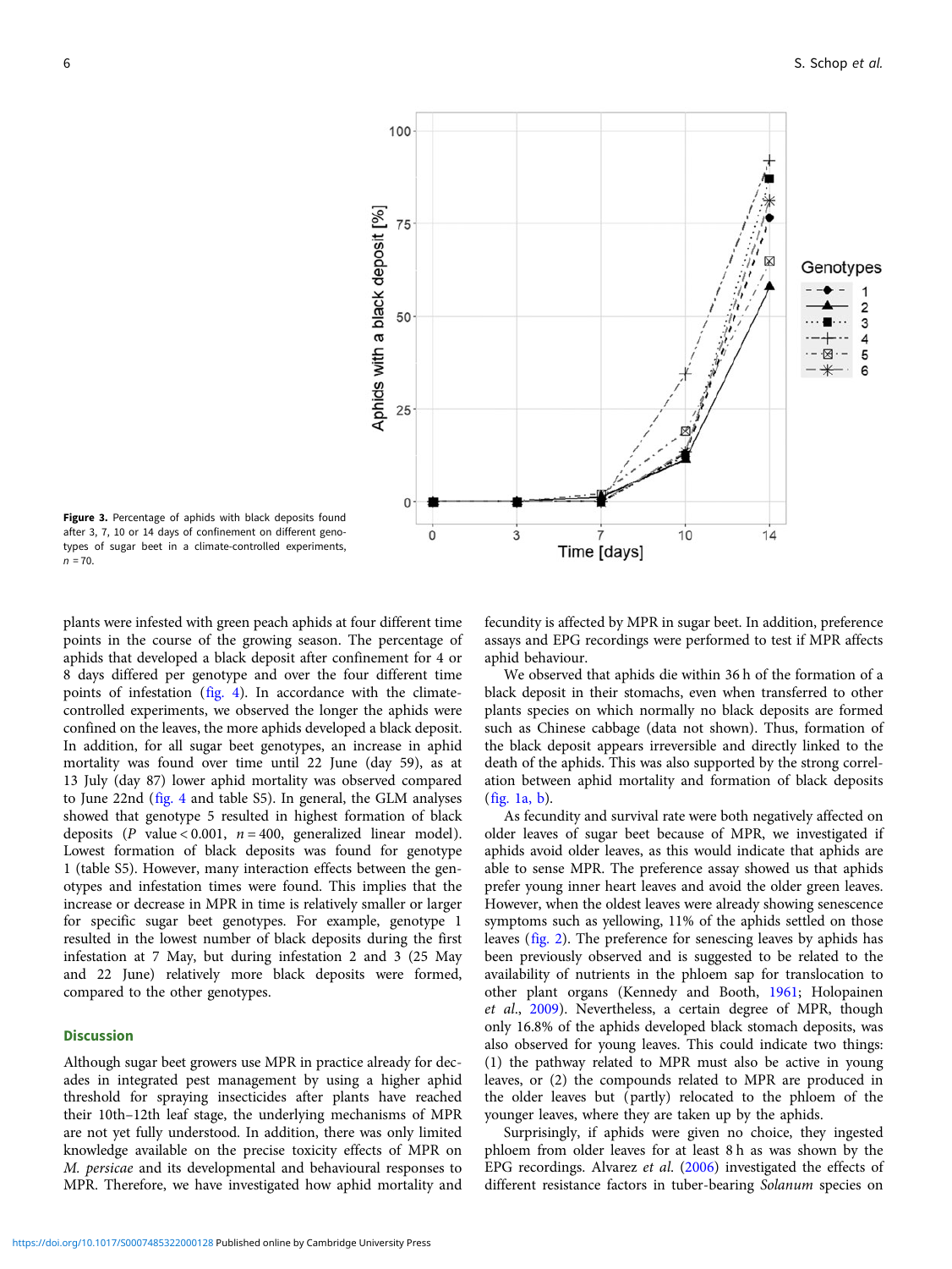Figure 3. Percentage of aphids with black deposits found after 3, 7, 10 or 14 days of confinement on different genotypes of sugar beet in a climate-controlled experiments, $n$ = 70.

plants were infested with green peach aphids at four different time points in the course of the growing season. The percentage of aphids that developed a black deposit after confinement for 4 or 8 days differed per genotype and over the four different time points of infestation (fig. 4). In accordance with the climate-controlled experiments, we observed the longer the aphids were confined on the leaves, the more aphids developed a black deposit. In addition, for all sugar beet genotypes, an increase in aphid mortality was found over time until 22 June (day 59), as at 13 July (day 87) lower aphid mortality was observed compared to June 22nd (fig. 4 and table S5). In general, the GLM analyses showed that genotype 5 resulted in highest formation of black deposits ($P$ value < 0.001, $n$ = 400, generalized linear model). Lowest formation of black deposits was found for genotype 1 (table S5). However, many interaction effects between the genotypes and infestation times were found. This implies that the increase or decrease in MPR in time is relatively smaller or larger for specific sugar beet genotypes. For example, genotype 1 resulted in the lowest number of black deposits during the first infestation at 7 May, but during infestation 2 and 3 (25 May and 22 June) relatively more black deposits were formed, compared to the other genotypes.

## Discussion

Although sugar beet growers use MPR in practice already for decades in integrated pest management by using a higher aphid threshold for spraying insecticides after plants have reached their 10th–12th leaf stage, the underlying mechanisms of MPR are not yet fully understood. In addition, there was only limited knowledge available on the precise toxicity effects of MPR on *M. persicae* and its developmental and behavioural responses to MPR. Therefore, we have investigated how aphid mortality and fecundity is affected by MPR in sugar beet. In addition, preference assays and EPG recordings were performed to test if MPR affects aphid behaviour.

We observed that aphids die within 36 h of the formation of a black deposit in their stomachs, even when transferred to other plants species on which normally no black deposits are formed such as Chinese cabbage (data not shown). Thus, formation of the black deposit appears irreversible and directly linked to the death of the aphids. This was also supported by the strong correlation between aphid mortality and formation of black deposits (fig. 1a, b).

As fecundity and survival rate were both negatively affected on older leaves of sugar beet because of MPR, we investigated if aphids avoid older leaves, as this would indicate that aphids are able to sense MPR. The preference assay showed us that aphids prefer young inner heart leaves and avoid the older green leaves. However, when the oldest leaves were already showing senescence symptoms such as yellowing, 11% of the aphids settled on those leaves (fig. 2). The preference for senescing leaves by aphids has been previously observed and is suggested to be related to the availability of nutrients in the phloem sap for translocation to other plant organs (Kennedy and Booth, 1961; Holopainen *et al.*, 2009). Nevertheless, a certain degree of MPR, though only 16.8% of the aphids developed black stomach deposits, was also observed for young leaves. This could indicate two things: (1) the pathway related to MPR must also be active in young leaves, or (2) the compounds related to MPR are produced in the older leaves but (partly) relocated to the phloem of the younger leaves, where they are taken up by the aphids.

Surprisingly, if aphids were given no choice, they ingested phloem from older leaves for at least 8 h as was shown by the EPG recordings. Alvarez *et al.* (2006) investigated the effects of different resistance factors in tuber-bearing *Solanum* species on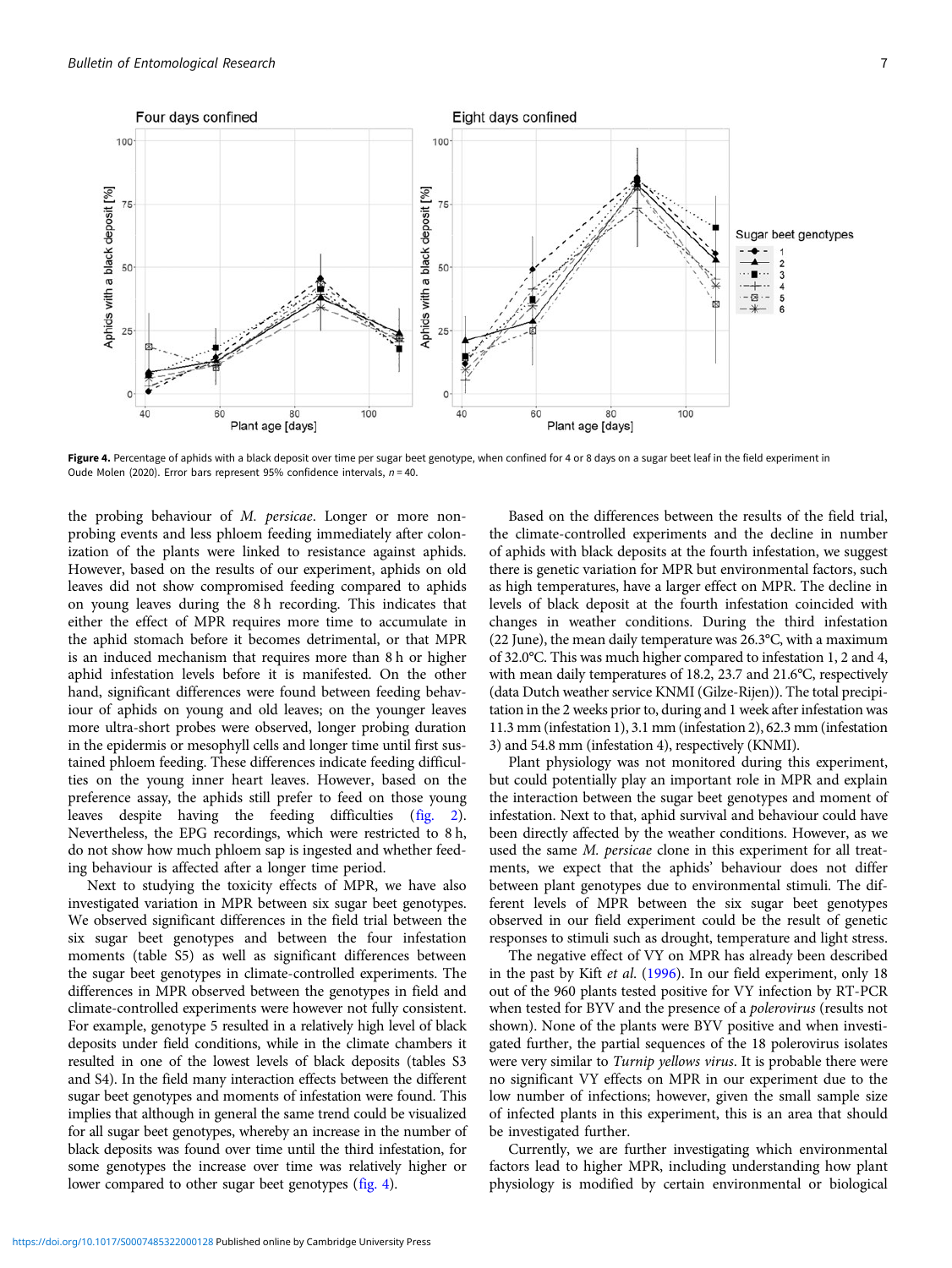Figure 4. Percentage of aphids with a black deposit over time per sugar beet genotype, when confined for 4 or 8 days on a sugar beet leaf in the field experiment in Oude Molen (2020). Error bars represent 95% confidence intervals, $n = 40$.

the probing behaviour of *M. persicae*. Longer or more non-probing events and less phloem feeding immediately after colonization of the plants were linked to resistance against aphids. However, based on the results of our experiment, aphids on old leaves did not show compromised feeding compared to aphids on young leaves during the 8 h recording. This indicates that either the effect of MPR requires more time to accumulate in the aphid stomach before it becomes detrimental, or that MPR is an induced mechanism that requires more than 8 h or higher aphid infestation levels before it is manifested. On the other hand, significant differences were found between feeding behaviour of aphids on young and old leaves; on the younger leaves more ultra-short probes were observed, longer probing duration in the epidermis or mesophyll cells and longer time until first sustained phloem feeding. These differences indicate feeding difficulties on the young inner heart leaves. However, based on the preference assay, the aphids still prefer to feed on those young leaves despite having the feeding difficulties (fig. 2). Nevertheless, the EPG recordings, which were restricted to 8 h, do not show how much phloem sap is ingested and whether feeding behaviour is affected after a longer time period.

Next to studying the toxicity effects of MPR, we have also investigated variation in MPR between six sugar beet genotypes. We observed significant differences in the field trial between the six sugar beet genotypes and between the four infestation moments (table S5) as well as significant differences between the sugar beet genotypes in climate-controlled experiments. The differences in MPR observed between the genotypes in field and climate-controlled experiments were however not fully consistent. For example, genotype 5 resulted in a relatively high level of black deposits under field conditions, while in the climate chambers it resulted in one of the lowest levels of black deposits (tables S3 and S4). In the field many interaction effects between the different sugar beet genotypes and moments of infestation were found. This implies that although in general the same trend could be visualized for all sugar beet genotypes, whereby an increase in the number of black deposits was found over time until the third infestation, for some genotypes the increase over time was relatively higher or lower compared to other sugar beet genotypes (fig. 4).

Based on the differences between the results of the field trial, the climate-controlled experiments and the decline in number of aphids with black deposits at the fourth infestation, we suggest there is genetic variation for MPR but environmental factors, such as high temperatures, have a larger effect on MPR. The decline in levels of black deposit at the fourth infestation coincided with changes in weather conditions. During the third infestation (22 June), the mean daily temperature was 26.3°C, with a maximum of 32.0°C. This was much higher compared to infestation 1, 2 and 4, with mean daily temperatures of 18.2, 23.7 and 21.6°C, respectively (data Dutch weather service KNMI (Gilze-Rijen)). The total precipitation in the 2 weeks prior to, during and 1 week after infestation was 11.3 mm (infestation 1), 3.1 mm (infestation 2), 62.3 mm (infestation 3) and 54.8 mm (infestation 4), respectively (KNMI).

Plant physiology was not monitored during this experiment, but could potentially play an important role in MPR and explain the interaction between the sugar beet genotypes and moment of infestation. Next to that, aphid survival and behaviour could have been directly affected by the weather conditions. However, as we used the same *M. persicae* clone in this experiment for all treatments, we expect that the aphids' behaviour does not differ between plant genotypes due to environmental stimuli. The different levels of MPR between the six sugar beet genotypes observed in our field experiment could be the result of genetic responses to stimuli such as drought, temperature and light stress.

The negative effect of VY on MPR has already been described in the past by Kift *et al.* (1996). In our field experiment, only 18 out of the 960 plants tested positive for VY infection by RT-PCR when tested for BYV and the presence of a *polerovirus* (results not shown). None of the plants were BYV positive and when investigated further, the partial sequences of the 18 polerovirus isolates were very similar to *Turnip yellows virus*. It is probable there were no significant VY effects on MPR in our experiment due to the low number of infections; however, given the small sample size of infected plants in this experiment, this is an area that should be investigated further.

Currently, we are further investigating which environmental factors lead to higher MPR, including understanding how plant physiology is modified by certain environmental or biological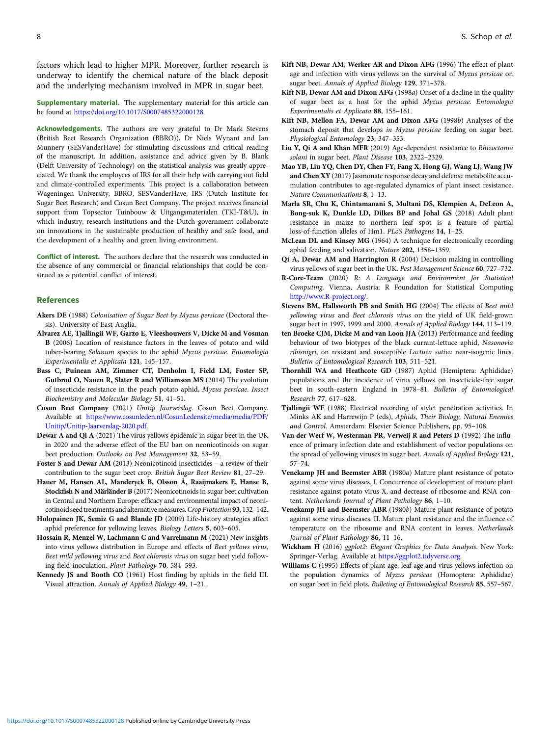factors which lead to higher MPR. Moreover, further research is underway to identify the chemical nature of the black deposit and the underlying mechanism involved in MPR in sugar beet.

**Supplementary material.** The supplementary material for this article can be found at https://doi.org/10.1017/S0007485322000128.

**Acknowledgements.** The authors are very grateful to Dr Mark Stevens (British Beet Research Organization (BBRO)), Dr Niels Wynant and Ian Munnery (SESVanderHave) for stimulating discussions and critical reading of the manuscript. In addition, assistance and advice given by B. Blank (Delft University of Technology) on the statistical analysis was greatly appreciated. We thank the employees of IRS for all their help with carrying out field and climate-controlled experiments. This project is a collaboration between Wageningen University, BBRO, SESVanderHave, IRS (Dutch Institute for Sugar Beet Research) and Cosun Beet Company. The project receives financial support from Topsector Tuinbouw & Uitgangsmaterialen (TKI-T&U), in which industry, research institutions and the Dutch government collaborate on innovations in the sustainable production of healthy and safe food, and the development of a healthy and green living environment.

**Conflict of interest.** The authors declare that the research was conducted in the absence of any commercial or financial relationships that could be construed as a potential conflict of interest.

## References

**Akers DE** (1988) *Colonisation of Sugar Beet by Myzus persicae* (Doctoral thesis). University of East Anglia.

**Alvarez AE, Tjallingii WF, Garzo E, Vleeshouwers V, Dicke M and Vosman B** (2006) Location of resistance factors in the leaves of potato and wild tuber-bearing *Solanum* species to the aphid *Myzus persicae*. *Entomologia Experimentalis et Applicata* **121**, 145–157.

**Bass C, Puinean AM, Zimmer CT, Denholm I, Field LM, Foster SP, Gutbrod O, Nauen R, Slater R and Williamson MS** (2014) The evolution of insecticide resistance in the peach potato aphid, *Myzus persicae*. *Insect Biochemistry and Molecular Biology* **51**, 41–51.

**Cosun Beet Company** (2021) *Unitip Jaarverslag*. Cosun Beet Company. Available at https://www.cosunleden.nl/CosunLedensite/media/media/PDF/Unitip/Unitip-Jaarverslag-2020.pdf.

**Dewar A and Qi A** (2021) The virus yellows epidemic in sugar beet in the UK in 2020 and the adverse effect of the EU ban on neonicotinoids on sugar beet production. *Outlooks on Pest Management* **32**, 53–59.

**Foster S and Dewar AM** (2013) Neonicotinoid insecticides – a review of their contribution to the sugar beet crop. *British Sugar Beet Review* **81**, 27–29.

**Hauer M, Hansen AL, Manderyck B, Olsson Å, Raaijmakers E, Hanse B, Stockfish N and Märländer B** (2017) Neonicotinoids in sugar beet cultivation in Central and Northern Europe: efficacy and environmental impact of neonicotinoid seed treatments and alternative measures. *Crop Protection* **93**, 132–142.

**Holopainen JK, Semiz G and Blande JD** (2009) Life-history strategies affect aphid preference for yellowing leaves. *Biology Letters* **5**, 603–605.

**Hossain R, Menzel W, Lachmann C and Varrelmann M** (2021) New insights into virus yellows distribution in Europe and effects of *Beet yellows virus*, *Beet mild yellowing virus* and *Beet chlorosis virus* on sugar beet yield following field inoculation. *Plant Pathology* **70**, 584–593.

**Kennedy JS and Booth CO** (1961) Host finding by aphids in the field III. Visual attraction. *Annals of Applied Biology* **49**, 1–21.

**Kift NB, Dewar AM, Werker AR and Dixon AFG** (1996) The effect of plant age and infection with virus yellows on the survival of *Myzus persicae* on sugar beet. *Annals of Applied Biology* **129**, 371–378.

**Kift NB, Dewar AM and Dixon AFG** (1998*a*) Onset of a decline in the quality of sugar beet as a host for the aphid *Myzus persicae*. *Entomologia Experimentalis et Applicata* **88**, 155–161.

**Kift NB, Mellon FA, Dewar AM and Dixon AFG** (1998*b*) Analyses of the stomach deposit that develops *in Myzus persicae* feeding on sugar beet. *Physiological Entomology* **23**, 347–353.

**Liu Y, Qi A and Khan MFR** (2019) Age-dependent resistance to *Rhizoctonia solani* in sugar beet. *Plant Disease* **103**, 2322–2329.

**Mao YB, Liu YQ, Chen DY, Chen FY, Fang X, Hong GJ, Wang LJ, Wang JW and Chen XY** (2017) Jasmonate response decay and defense metabolite accumulation contributes to age-regulated dynamics of plant insect resistance. *Nature Communications* **8**, 1–13.

**Marla SR, Chu K, Chintamanani S, Multani DS, Klempien A, DeLeon A, Bong-suk K, Dunkle LD, Dilkes BP and Johal GS** (2018) Adult plant resistance in maize to northern leaf spot is a feature of partial loss-of-function alleles of Hm1. *PLoS Pathogens* **14**, 1–25.

**McLean DL and Kinsey MG** (1964) A technique for electronically recording aphid feeding and salivation. *Nature* **202**, 1358–1359.

**Qi A, Dewar AM and Harrington R** (2004) Decision making in controlling virus yellows of sugar beet in the UK. *Pest Management Science* **60**, 727–732.

**R-Core-Team** (2020) *R: A Language and Environment for Statistical Computing*. Vienna, Austria: R Foundation for Statistical Computing http://www.R-project.org/.

**Stevens BM, Hallsworth PB and Smith HG** (2004) The effects of *Beet mild yellowing virus* and *Beet chlorosis virus* on the yield of UK field-grown sugar beet in 1997, 1999 and 2000. *Annals of Applied Biology* **144**, 113–119.

**ten Broeke CJM, Dicke M and van Loon JJA** (2013) Performance and feeding behaviour of two biotypes of the black currant-lettuce aphid, *Nasonovia ribisnigri*, on resistant and susceptible *Lactuca sativa* near-isogenic lines. *Bulletin of Entomological Research* **103**, 511–521.

**Thornhill WA and Heathcote GD** (1987) Aphid (Hemiptera: Aphididae) populations and the incidence of virus yellows on insecticide-free sugar beet in south-eastern England in 1978–81. *Bulletin of Entomological Research* **77**, 617–628.

**Tjallingii WF** (1988) Electrical recording of stylet penetration activities. In Minks AK and Harrewijn P (eds), *Aphids, Their Biology, Natural Enemies and Control*. Amsterdam: Elsevier Science Publishers, pp. 95–108.

**Van der Werf W, Westerman PR, Verweij R and Peters D** (1992) The influence of primary infection date and establishment of vector populations on the spread of yellowing viruses in sugar beet. *Annals of Applied Biology* **121**, 57–74.

**Venekamp JH and Beemster ABR** (1980*a*) Mature plant resistance of potato against some virus diseases. I. Concurrence of development of mature plant resistance against potato virus X, and decrease of ribosome and RNA content. *Netherlands Journal of Plant Pathology* **86**, 1–10.

**Venekamp JH and Beemster ABR** (1980*b*) Mature plant resistance of potato against some virus diseases. II. Mature plant resistance and the influence of temperature on the ribosome and RNA content in leaves. *Netherlands Journal of Plant Pathology* **86**, 11–16.

**Wickham H** (2016) *ggplot2: Elegant Graphics for Data Analysis*. New York: Springer-Verlag. Available at https://ggplot2.tidyverse.org.

**Williams C** (1995) Effects of plant age, leaf age and virus yellows infection on the population dynamics of *Myzus persicae* (Homoptera: Aphididae) on sugar beet in field plots. *Bulleting of Entomological Research* **85**, 557–567.